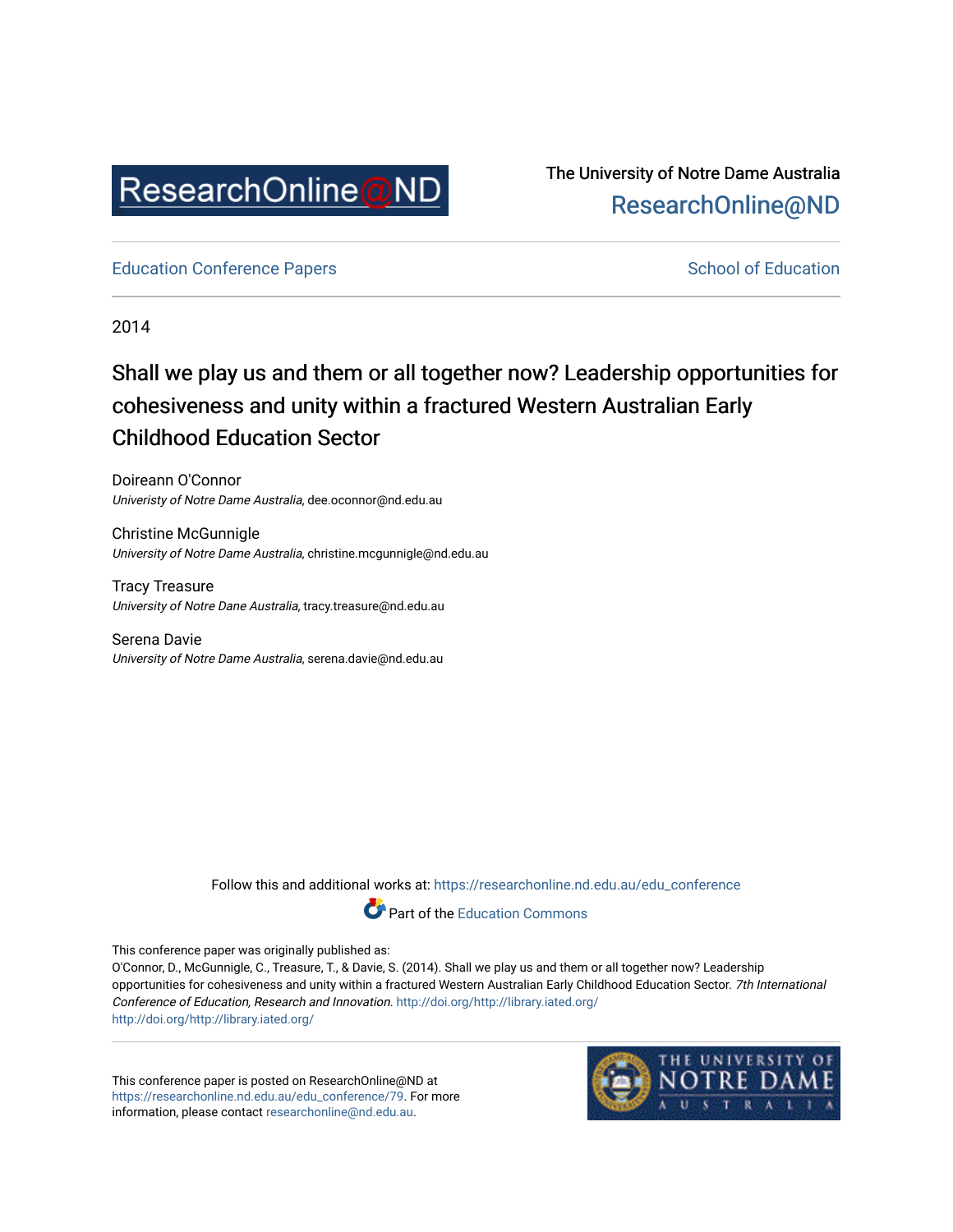The University of Notre Dame Australia
ResearchOnline@ND

Education Conference Papers School of Education

2014

# Shall we play us and them or all together now? Leadership opportunities for cohesiveness and unity within a fractured Western Australian Early Childhood Education Sector

Doireann O'Connor
*Univeristy of Notre Dame Australia*, dee.oconnor@nd.edu.au

Christine McGunnigle
*University of Notre Dame Australia*, christine.mcgunnigle@nd.edu.au

Tracy Treasure
*University of Notre Dane Australia*, tracy.treasure@nd.edu.au

Serena Davie
*University of Notre Dame Australia*, serena.davie@nd.edu.au

Follow this and additional works at: https://researchonline.nd.edu.au/edu_conference

Part of the Education Commons

This conference paper was originally published as:
O'Connor, D., McGunnigle, C., Treasure, T., & Davie, S. (2014). Shall we play us and them or all together now? Leadership opportunities for cohesiveness and unity within a fractured Western Australian Early Childhood Education Sector. *7th International Conference of Education, Research and Innovation.* http://doi.org/http://library.iated.org/
http://doi.org/http://library.iated.org/

This conference paper is posted on ResearchOnline@ND at https://researchonline.nd.edu.au/edu_conference/79. For more information, please contact researchonline@nd.edu.au.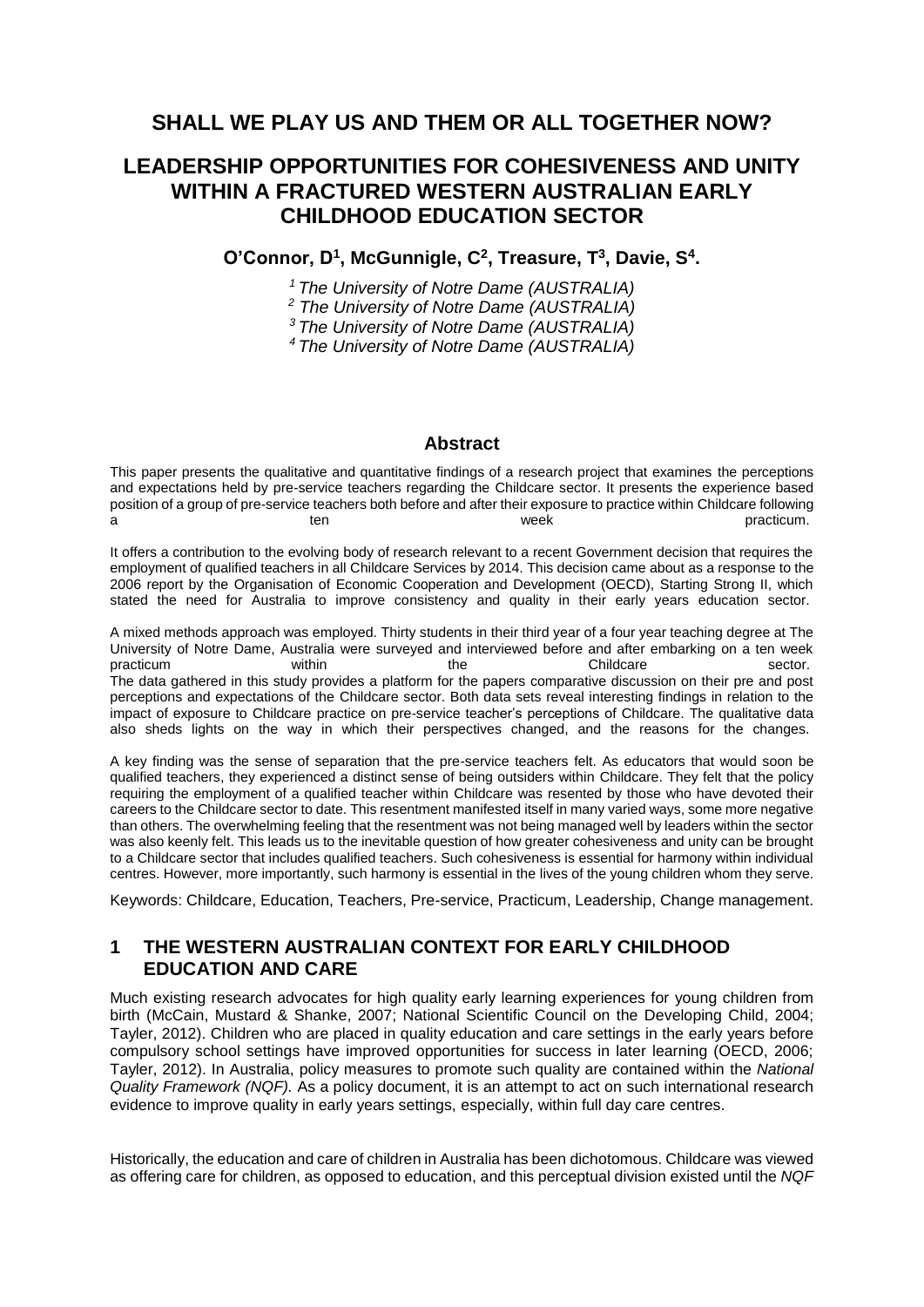# SHALL WE PLAY US AND THEM OR ALL TOGETHER NOW?

# LEADERSHIP OPPORTUNITIES FOR COHESIVENESS AND UNITY WITHIN A FRACTURED WESTERN AUSTRALIAN EARLY CHILDHOOD EDUCATION SECTOR

**O'Connor, D[1], McGunnigle, C[2], Treasure, T[3], Davie, S[4].**

*[1] The University of Notre Dame (AUSTRALIA)*
*[2] The University of Notre Dame (AUSTRALIA)*
*[3] The University of Notre Dame (AUSTRALIA)*
*[4] The University of Notre Dame (AUSTRALIA)*

## Abstract

This paper presents the qualitative and quantitative findings of a research project that examines the perceptions and expectations held by pre-service teachers regarding the Childcare sector. It presents the experience based position of a group of pre-service teachers both before and after their exposure to practice within Childcare following a ten week practicum.

It offers a contribution to the evolving body of research relevant to a recent Government decision that requires the employment of qualified teachers in all Childcare Services by 2014. This decision came about as a response to the 2006 report by the Organisation of Economic Cooperation and Development (OECD), Starting Strong II, which stated the need for Australia to improve consistency and quality in their early years education sector.

A mixed methods approach was employed. Thirty students in their third year of a four year teaching degree at The University of Notre Dame, Australia were surveyed and interviewed before and after embarking on a ten week practicum within the Childcare sector. The data gathered in this study provides a platform for the papers comparative discussion on their pre and post perceptions and expectations of the Childcare sector. Both data sets reveal interesting findings in relation to the impact of exposure to Childcare practice on pre-service teacher's perceptions of Childcare. The qualitative data also sheds lights on the way in which their perspectives changed, and the reasons for the changes.

A key finding was the sense of separation that the pre-service teachers felt. As educators that would soon be qualified teachers, they experienced a distinct sense of being outsiders within Childcare. They felt that the policy requiring the employment of a qualified teacher within Childcare was resented by those who have devoted their careers to the Childcare sector to date. This resentment manifested itself in many varied ways, some more negative than others. The overwhelming feeling that the resentment was not being managed well by leaders within the sector was also keenly felt. This leads us to the inevitable question of how greater cohesiveness and unity can be brought to a Childcare sector that includes qualified teachers. Such cohesiveness is essential for harmony within individual centres. However, more importantly, such harmony is essential in the lives of the young children whom they serve.

Keywords: Childcare, Education, Teachers, Pre-service, Practicum, Leadership, Change management.

## 1 THE WESTERN AUSTRALIAN CONTEXT FOR EARLY CHILDHOOD EDUCATION AND CARE

Much existing research advocates for high quality early learning experiences for young children from birth (McCain, Mustard & Shanke, 2007; National Scientific Council on the Developing Child, 2004; Tayler, 2012). Children who are placed in quality education and care settings in the early years before compulsory school settings have improved opportunities for success in later learning (OECD, 2006; Tayler, 2012). In Australia, policy measures to promote such quality are contained within the *National Quality Framework (NQF).* As a policy document, it is an attempt to act on such international research evidence to improve quality in early years settings, especially, within full day care centres.

Historically, the education and care of children in Australia has been dichotomous. Childcare was viewed as offering care for children, as opposed to education, and this perceptual division existed until the *NQF*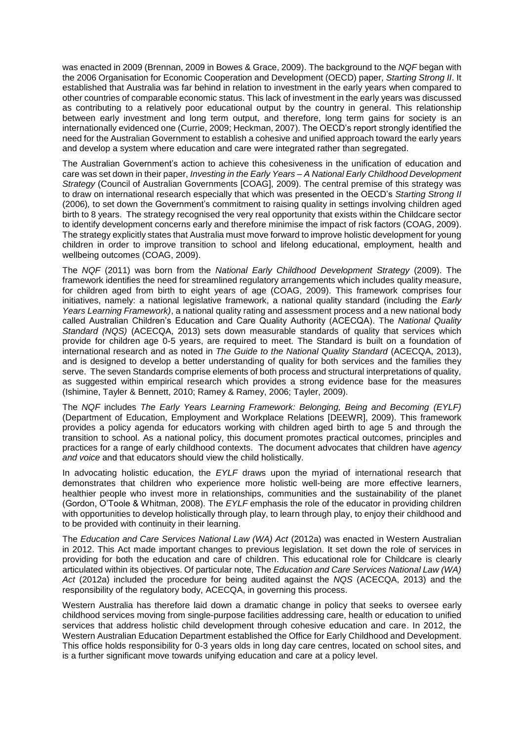was enacted in 2009 (Brennan, 2009 in Bowes & Grace, 2009). The background to the *NQF* began with the 2006 Organisation for Economic Cooperation and Development (OECD) paper, *Starting Strong II*. It established that Australia was far behind in relation to investment in the early years when compared to other countries of comparable economic status. This lack of investment in the early years was discussed as contributing to a relatively poor educational output by the country in general. This relationship between early investment and long term output, and therefore, long term gains for society is an internationally evidenced one (Currie, 2009; Heckman, 2007). The OECD's report strongly identified the need for the Australian Government to establish a cohesive and unified approach toward the early years and develop a system where education and care were integrated rather than segregated.

The Australian Government's action to achieve this cohesiveness in the unification of education and care was set down in their paper, *Investing in the Early Years – A National Early Childhood Development Strategy* (Council of Australian Governments [COAG], 2009). The central premise of this strategy was to draw on international research especially that which was presented in the OECD's *Starting Strong II* (2006)*,* to set down the Government's commitment to raising quality in settings involving children aged birth to 8 years. The strategy recognised the very real opportunity that exists within the Childcare sector to identify development concerns early and therefore minimise the impact of risk factors (COAG, 2009). The strategy explicitly states that Australia must move forward to improve holistic development for young children in order to improve transition to school and lifelong educational, employment, health and wellbeing outcomes (COAG, 2009).

The *NQF* (2011) was born from the *National Early Childhood Development Strategy* (2009). The framework identifies the need for streamlined regulatory arrangements which includes quality measure, for children aged from birth to eight years of age (COAG, 2009). This framework comprises four initiatives, namely: a national legislative framework, a national quality standard (including the *Early Years Learning Framework)*, a national quality rating and assessment process and a new national body called Australian Children's Education and Care Quality Authority (ACECQA). The *National Quality Standard (NQS)* (ACECQA, 2013) sets down measurable standards of quality that services which provide for children age 0-5 years, are required to meet. The Standard is built on a foundation of international research and as noted in *The Guide to the National Quality Standard* (ACECQA, 2013), and is designed to develop a better understanding of quality for both services and the families they serve. The seven Standards comprise elements of both process and structural interpretations of quality, as suggested within empirical research which provides a strong evidence base for the measures (Ishimine, Tayler & Bennett, 2010; Ramey & Ramey, 2006; Tayler, 2009).

The *NQF* includes *The Early Years Learning Framework: Belonging, Being and Becoming (EYLF)* (Department of Education, Employment and Workplace Relations [DEEWR], 2009). This framework provides a policy agenda for educators working with children aged birth to age 5 and through the transition to school. As a national policy, this document promotes practical outcomes, principles and practices for a range of early childhood contexts. The document advocates that children have *agency and voice* and that educators should view the child holistically.

In advocating holistic education, the *EYLF* draws upon the myriad of international research that demonstrates that children who experience more holistic well-being are more effective learners, healthier people who invest more in relationships, communities and the sustainability of the planet (Gordon, O'Toole & Whitman, 2008). The *EYLF* emphasis the role of the educator in providing children with opportunities to develop holistically through play, to learn through play, to enjoy their childhood and to be provided with continuity in their learning.

The *Education and Care Services National Law (WA) Act* (2012a) was enacted in Western Australian in 2012. This Act made important changes to previous legislation. It set down the role of services in providing for both the education and care of children. This educational role for Childcare is clearly articulated within its objectives. Of particular note, The *Education and Care Services National Law (WA) Act* (2012a) included the procedure for being audited against the *NQS* (ACECQA, 2013) and the responsibility of the regulatory body, ACECQA, in governing this process.

Western Australia has therefore laid down a dramatic change in policy that seeks to oversee early childhood services moving from single-purpose facilities addressing care, health or education to unified services that address holistic child development through cohesive education and care. In 2012, the Western Australian Education Department established the Office for Early Childhood and Development. This office holds responsibility for 0-3 years olds in long day care centres, located on school sites, and is a further significant move towards unifying education and care at a policy level.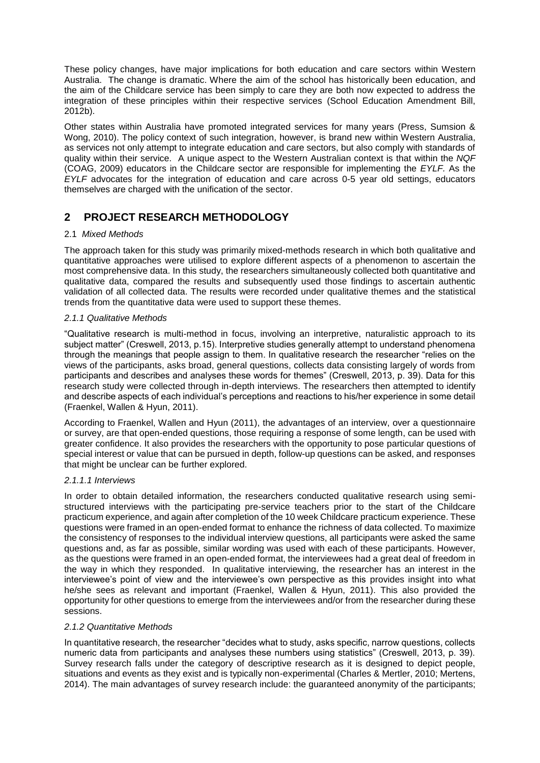These policy changes, have major implications for both education and care sectors within Western Australia. The change is dramatic. Where the aim of the school has historically been education, and the aim of the Childcare service has been simply to care they are both now expected to address the integration of these principles within their respective services (School Education Amendment Bill, 2012b).

Other states within Australia have promoted integrated services for many years (Press, Sumsion & Wong, 2010). The policy context of such integration, however, is brand new within Western Australia, as services not only attempt to integrate education and care sectors, but also comply with standards of quality within their service. A unique aspect to the Western Australian context is that within the *NQF* (COAG, 2009) educators in the Childcare sector are responsible for implementing the *EYLF.* As the *EYLF* advocates for the integration of education and care across 0-5 year old settings, educators themselves are charged with the unification of the sector.

## 2 PROJECT RESEARCH METHODOLOGY

### 2.1 *Mixed Methods*

The approach taken for this study was primarily mixed-methods research in which both qualitative and quantitative approaches were utilised to explore different aspects of a phenomenon to ascertain the most comprehensive data. In this study, the researchers simultaneously collected both quantitative and qualitative data, compared the results and subsequently used those findings to ascertain authentic validation of all collected data. The results were recorded under qualitative themes and the statistical trends from the quantitative data were used to support these themes.

#### *2.1.1 Qualitative Methods*

"Qualitative research is multi-method in focus, involving an interpretive, naturalistic approach to its subject matter" (Creswell, 2013, p.15). Interpretive studies generally attempt to understand phenomena through the meanings that people assign to them. In qualitative research the researcher "relies on the views of the participants, asks broad, general questions, collects data consisting largely of words from participants and describes and analyses these words for themes" (Creswell, 2013, p. 39). Data for this research study were collected through in-depth interviews. The researchers then attempted to identify and describe aspects of each individual's perceptions and reactions to his/her experience in some detail (Fraenkel, Wallen & Hyun, 2011).

According to Fraenkel, Wallen and Hyun (2011), the advantages of an interview, over a questionnaire or survey, are that open-ended questions, those requiring a response of some length, can be used with greater confidence. It also provides the researchers with the opportunity to pose particular questions of special interest or value that can be pursued in depth, follow-up questions can be asked, and responses that might be unclear can be further explored.

##### *2.1.1.1 Interviews*

In order to obtain detailed information, the researchers conducted qualitative research using semi-structured interviews with the participating pre-service teachers prior to the start of the Childcare practicum experience, and again after completion of the 10 week Childcare practicum experience. These questions were framed in an open-ended format to enhance the richness of data collected. To maximize the consistency of responses to the individual interview questions, all participants were asked the same questions and, as far as possible, similar wording was used with each of these participants. However, as the questions were framed in an open-ended format, the interviewees had a great deal of freedom in the way in which they responded. In qualitative interviewing, the researcher has an interest in the interviewee's point of view and the interviewee's own perspective as this provides insight into what he/she sees as relevant and important (Fraenkel, Wallen & Hyun, 2011). This also provided the opportunity for other questions to emerge from the interviewees and/or from the researcher during these sessions.

#### *2.1.2 Quantitative Methods*

In quantitative research, the researcher "decides what to study, asks specific, narrow questions, collects numeric data from participants and analyses these numbers using statistics" (Creswell, 2013, p. 39). Survey research falls under the category of descriptive research as it is designed to depict people, situations and events as they exist and is typically non-experimental (Charles & Mertler, 2010; Mertens, 2014). The main advantages of survey research include: the guaranteed anonymity of the participants;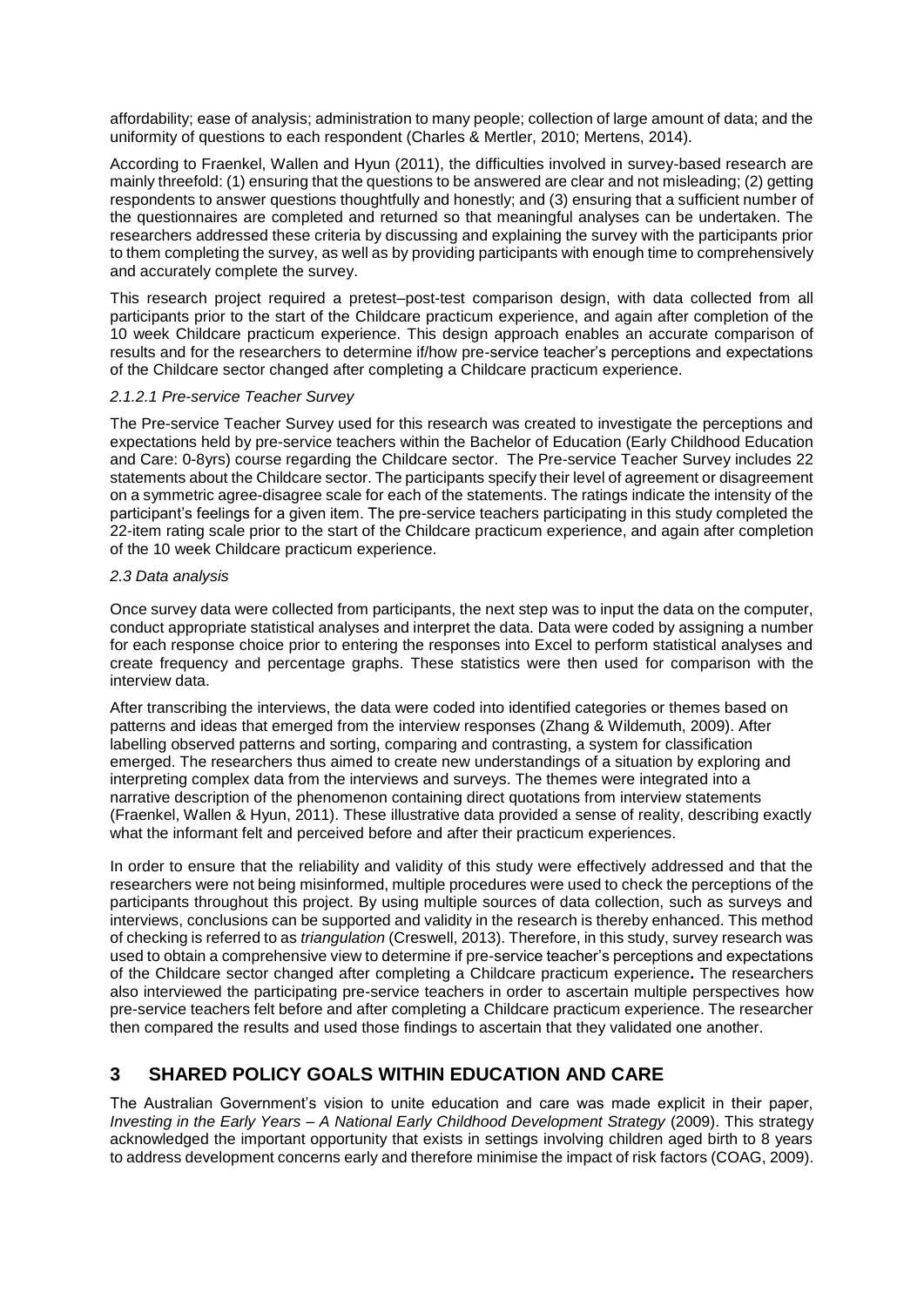affordability; ease of analysis; administration to many people; collection of large amount of data; and the uniformity of questions to each respondent (Charles & Mertler, 2010; Mertens, 2014).

According to Fraenkel, Wallen and Hyun (2011), the difficulties involved in survey-based research are mainly threefold: (1) ensuring that the questions to be answered are clear and not misleading; (2) getting respondents to answer questions thoughtfully and honestly; and (3) ensuring that a sufficient number of the questionnaires are completed and returned so that meaningful analyses can be undertaken. The researchers addressed these criteria by discussing and explaining the survey with the participants prior to them completing the survey, as well as by providing participants with enough time to comprehensively and accurately complete the survey.

This research project required a pretest–post-test comparison design, with data collected from all participants prior to the start of the Childcare practicum experience, and again after completion of the 10 week Childcare practicum experience. This design approach enables an accurate comparison of results and for the researchers to determine if/how pre-service teacher's perceptions and expectations of the Childcare sector changed after completing a Childcare practicum experience.

#### *2.1.2.1 Pre-service Teacher Survey*

The Pre-service Teacher Survey used for this research was created to investigate the perceptions and expectations held by pre-service teachers within the Bachelor of Education (Early Childhood Education and Care: 0-8yrs) course regarding the Childcare sector. The Pre-service Teacher Survey includes 22 statements about the Childcare sector. The participants specify their level of agreement or disagreement on a symmetric agree-disagree scale for each of the statements. The ratings indicate the intensity of the participant's feelings for a given item. The pre-service teachers participating in this study completed the 22-item rating scale prior to the start of the Childcare practicum experience, and again after completion of the 10 week Childcare practicum experience.

### *2.3 Data analysis*

Once survey data were collected from participants, the next step was to input the data on the computer, conduct appropriate statistical analyses and interpret the data. Data were coded by assigning a number for each response choice prior to entering the responses into Excel to perform statistical analyses and create frequency and percentage graphs. These statistics were then used for comparison with the interview data.

After transcribing the interviews, the data were coded into identified categories or themes based on patterns and ideas that emerged from the interview responses (Zhang & Wildemuth, 2009). After labelling observed patterns and sorting, comparing and contrasting, a system for classification emerged. The researchers thus aimed to create new understandings of a situation by exploring and interpreting complex data from the interviews and surveys. The themes were integrated into a narrative description of the phenomenon containing direct quotations from interview statements (Fraenkel, Wallen & Hyun, 2011). These illustrative data provided a sense of reality, describing exactly what the informant felt and perceived before and after their practicum experiences.

In order to ensure that the reliability and validity of this study were effectively addressed and that the researchers were not being misinformed, multiple procedures were used to check the perceptions of the participants throughout this project. By using multiple sources of data collection, such as surveys and interviews, conclusions can be supported and validity in the research is thereby enhanced. This method of checking is referred to as *triangulation* (Creswell, 2013). Therefore, in this study, survey research was used to obtain a comprehensive view to determine if pre-service teacher's perceptions and expectations of the Childcare sector changed after completing a Childcare practicum experience**.** The researchers also interviewed the participating pre-service teachers in order to ascertain multiple perspectives how pre-service teachers felt before and after completing a Childcare practicum experience. The researcher then compared the results and used those findings to ascertain that they validated one another.

## 3 SHARED POLICY GOALS WITHIN EDUCATION AND CARE

The Australian Government's vision to unite education and care was made explicit in their paper, *Investing in the Early Years – A National Early Childhood Development Strategy* (2009). This strategy acknowledged the important opportunity that exists in settings involving children aged birth to 8 years to address development concerns early and therefore minimise the impact of risk factors (COAG, 2009).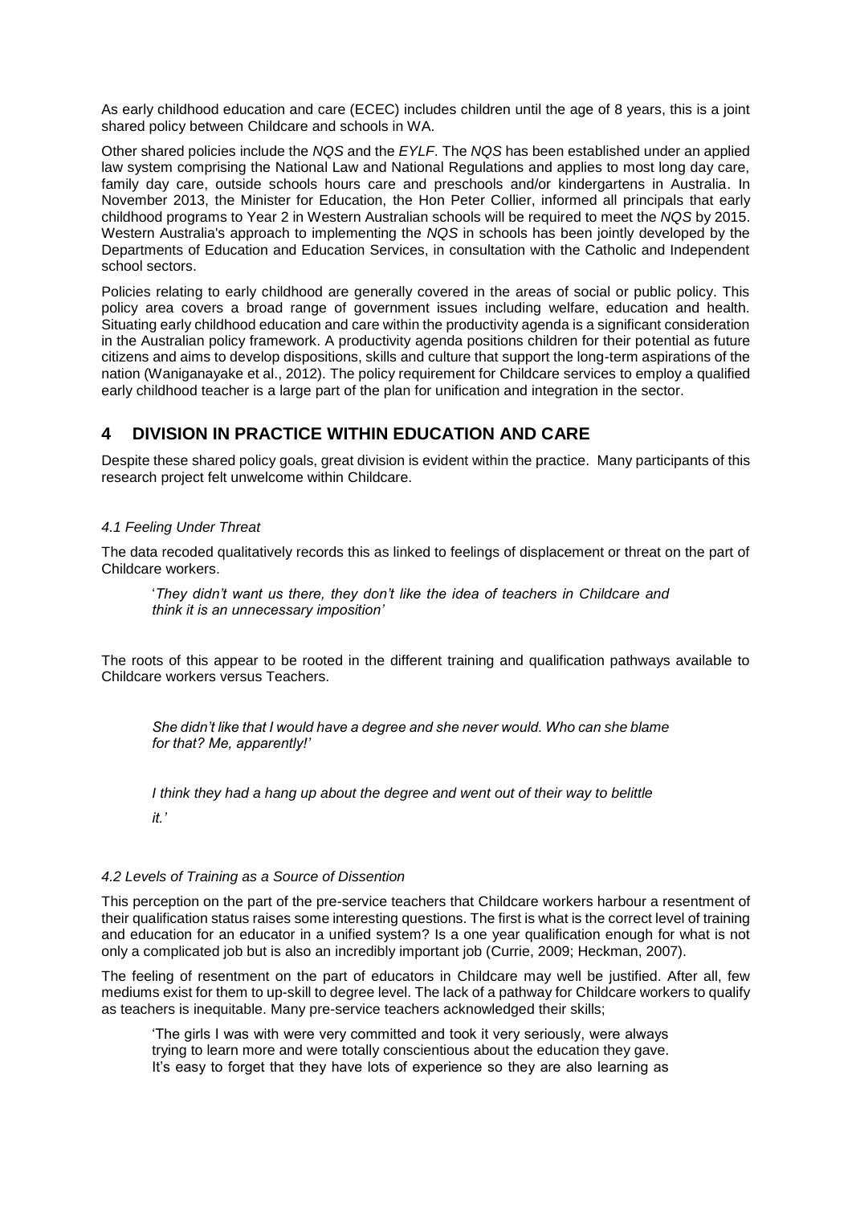As early childhood education and care (ECEC) includes children until the age of 8 years, this is a joint shared policy between Childcare and schools in WA.

Other shared policies include the *NQS* and the *EYLF*. The *NQS* has been established under an applied law system comprising the National Law and National Regulations and applies to most long day care, family day care, outside schools hours care and preschools and/or kindergartens in Australia. In November 2013, the Minister for Education, the Hon Peter Collier, informed all principals that early childhood programs to Year 2 in Western Australian schools will be required to meet the *NQS* by 2015. Western Australia's approach to implementing the *NQS* in schools has been jointly developed by the Departments of Education and Education Services, in consultation with the Catholic and Independent school sectors.

Policies relating to early childhood are generally covered in the areas of social or public policy. This policy area covers a broad range of government issues including welfare, education and health. Situating early childhood education and care within the productivity agenda is a significant consideration in the Australian policy framework. A productivity agenda positions children for their potential as future citizens and aims to develop dispositions, skills and culture that support the long-term aspirations of the nation (Waniganayake et al., 2012). The policy requirement for Childcare services to employ a qualified early childhood teacher is a large part of the plan for unification and integration in the sector.

## 4 DIVISION IN PRACTICE WITHIN EDUCATION AND CARE

Despite these shared policy goals, great division is evident within the practice. Many participants of this research project felt unwelcome within Childcare.

### *4.1 Feeling Under Threat*

The data recoded qualitatively records this as linked to feelings of displacement or threat on the part of Childcare workers.

> '*They didn't want us there, they don't like the idea of teachers in Childcare and think it is an unnecessary imposition'*

The roots of this appear to be rooted in the different training and qualification pathways available to Childcare workers versus Teachers.

> *She didn't like that I would have a degree and she never would. Who can she blame for that? Me, apparently!'*

> *I think they had a hang up about the degree and went out of their way to belittle it.'*

### *4.2 Levels of Training as a Source of Dissention*

This perception on the part of the pre-service teachers that Childcare workers harbour a resentment of their qualification status raises some interesting questions. The first is what is the correct level of training and education for an educator in a unified system? Is a one year qualification enough for what is not only a complicated job but is also an incredibly important job (Currie, 2009; Heckman, 2007).

The feeling of resentment on the part of educators in Childcare may well be justified. After all, few mediums exist for them to up-skill to degree level. The lack of a pathway for Childcare workers to qualify as teachers is inequitable. Many pre-service teachers acknowledged their skills;

> 'The girls I was with were very committed and took it very seriously, were always trying to learn more and were totally conscientious about the education they gave. It's easy to forget that they have lots of experience so they are also learning as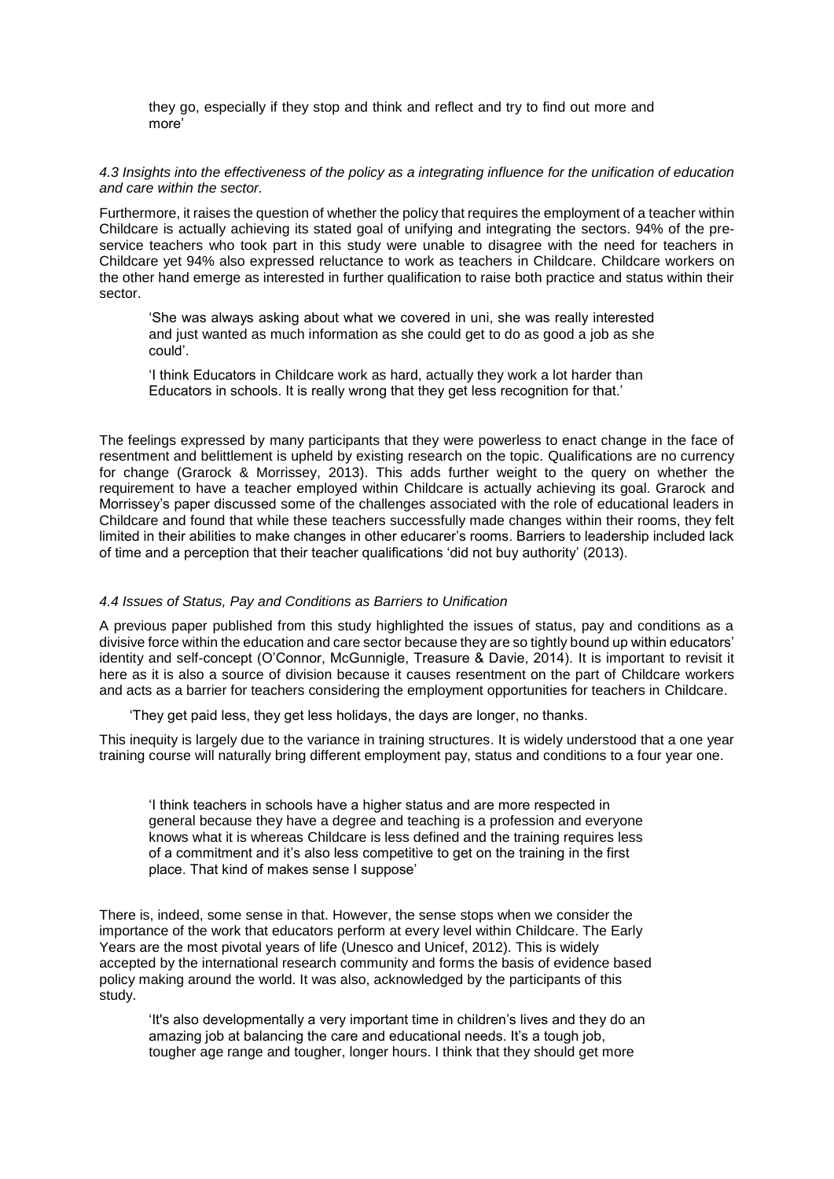they go, especially if they stop and think and reflect and try to find out more and more'

### *4.3 Insights into the effectiveness of the policy as a integrating influence for the unification of education and care within the sector.*

Furthermore, it raises the question of whether the policy that requires the employment of a teacher within Childcare is actually achieving its stated goal of unifying and integrating the sectors. 94% of the pre-service teachers who took part in this study were unable to disagree with the need for teachers in Childcare yet 94% also expressed reluctance to work as teachers in Childcare. Childcare workers on the other hand emerge as interested in further qualification to raise both practice and status within their sector.

> 'She was always asking about what we covered in uni, she was really interested and just wanted as much information as she could get to do as good a job as she could'.

> 'I think Educators in Childcare work as hard, actually they work a lot harder than Educators in schools. It is really wrong that they get less recognition for that.'

The feelings expressed by many participants that they were powerless to enact change in the face of resentment and belittlement is upheld by existing research on the topic. Qualifications are no currency for change (Grarock & Morrissey, 2013). This adds further weight to the query on whether the requirement to have a teacher employed within Childcare is actually achieving its goal. Grarock and Morrissey's paper discussed some of the challenges associated with the role of educational leaders in Childcare and found that while these teachers successfully made changes within their rooms, they felt limited in their abilities to make changes in other educarer's rooms. Barriers to leadership included lack of time and a perception that their teacher qualifications 'did not buy authority' (2013).

### *4.4 Issues of Status, Pay and Conditions as Barriers to Unification*

A previous paper published from this study highlighted the issues of status, pay and conditions as a divisive force within the education and care sector because they are so tightly bound up within educators' identity and self-concept (O'Connor, McGunnigle, Treasure & Davie, 2014). It is important to revisit it here as it is also a source of division because it causes resentment on the part of Childcare workers and acts as a barrier for teachers considering the employment opportunities for teachers in Childcare.

> 'They get paid less, they get less holidays, the days are longer, no thanks.

This inequity is largely due to the variance in training structures. It is widely understood that a one year training course will naturally bring different employment pay, status and conditions to a four year one.

> 'I think teachers in schools have a higher status and are more respected in general because they have a degree and teaching is a profession and everyone knows what it is whereas Childcare is less defined and the training requires less of a commitment and it's also less competitive to get on the training in the first place. That kind of makes sense I suppose'

There is, indeed, some sense in that. However, the sense stops when we consider the importance of the work that educators perform at every level within Childcare. The Early Years are the most pivotal years of life (Unesco and Unicef, 2012). This is widely accepted by the international research community and forms the basis of evidence based policy making around the world. It was also, acknowledged by the participants of this study.

> 'It's also developmentally a very important time in children's lives and they do an amazing job at balancing the care and educational needs. It's a tough job, tougher age range and tougher, longer hours. I think that they should get more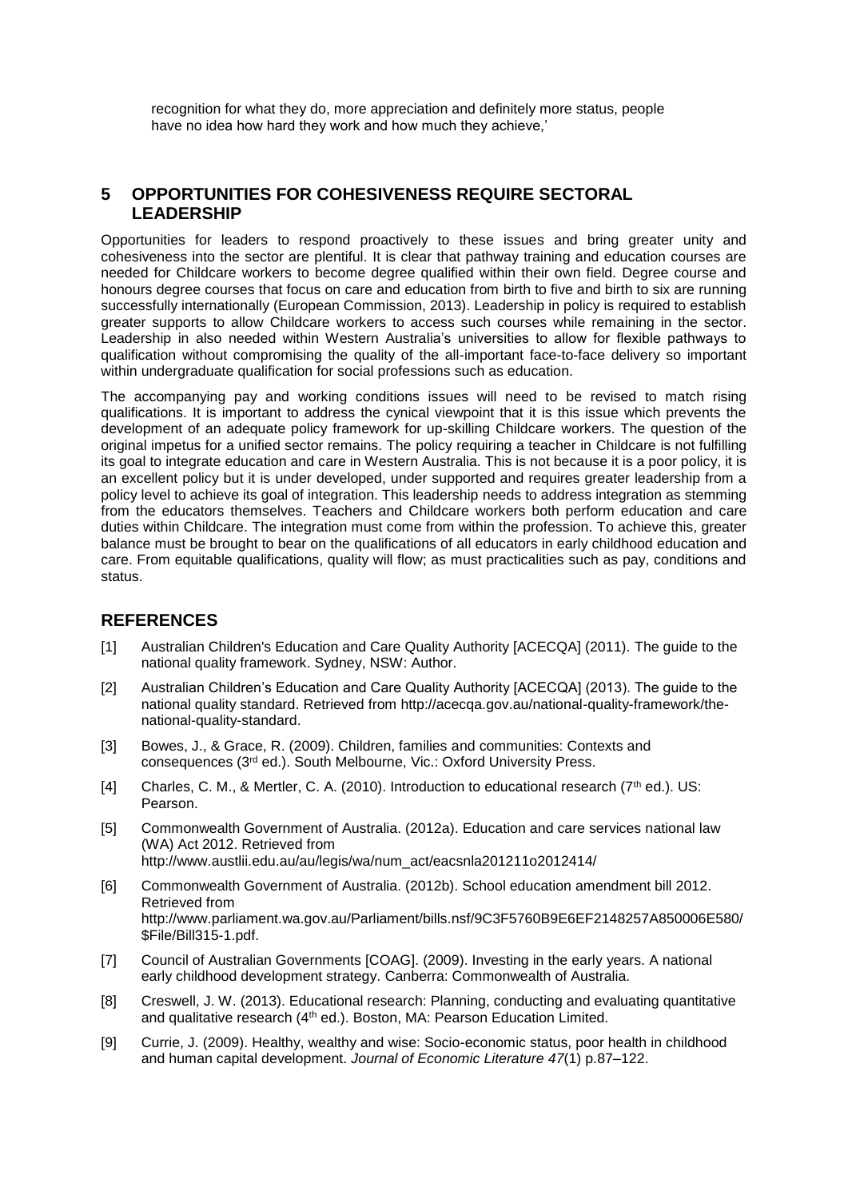recognition for what they do, more appreciation and definitely more status, people have no idea how hard they work and how much they achieve,'

## 5 OPPORTUNITIES FOR COHESIVENESS REQUIRE SECTORAL LEADERSHIP

Opportunities for leaders to respond proactively to these issues and bring greater unity and cohesiveness into the sector are plentiful. It is clear that pathway training and education courses are needed for Childcare workers to become degree qualified within their own field. Degree course and honours degree courses that focus on care and education from birth to five and birth to six are running successfully internationally (European Commission, 2013). Leadership in policy is required to establish greater supports to allow Childcare workers to access such courses while remaining in the sector. Leadership in also needed within Western Australia's universities to allow for flexible pathways to qualification without compromising the quality of the all-important face-to-face delivery so important within undergraduate qualification for social professions such as education.

The accompanying pay and working conditions issues will need to be revised to match rising qualifications. It is important to address the cynical viewpoint that it is this issue which prevents the development of an adequate policy framework for up-skilling Childcare workers. The question of the original impetus for a unified sector remains. The policy requiring a teacher in Childcare is not fulfilling its goal to integrate education and care in Western Australia. This is not because it is a poor policy, it is an excellent policy but it is under developed, under supported and requires greater leadership from a policy level to achieve its goal of integration. This leadership needs to address integration as stemming from the educators themselves. Teachers and Childcare workers both perform education and care duties within Childcare. The integration must come from within the profession. To achieve this, greater balance must be brought to bear on the qualifications of all educators in early childhood education and care. From equitable qualifications, quality will flow; as must practicalities such as pay, conditions and status.

## REFERENCES

[1] Australian Children's Education and Care Quality Authority [ACECQA] (2011). The guide to the national quality framework. Sydney, NSW: Author.

[2] Australian Children's Education and Care Quality Authority [ACECQA] (2013). The guide to the national quality standard. Retrieved from http://acecqa.gov.au/national-quality-framework/the-national-quality-standard.

[3] Bowes, J., & Grace, R. (2009). Children, families and communities: Contexts and consequences (3rd ed.). South Melbourne, Vic.: Oxford University Press.

[4] Charles, C. M., & Mertler, C. A. (2010). Introduction to educational research (7th ed.). US: Pearson.

[5] Commonwealth Government of Australia. (2012a). Education and care services national law (WA) Act 2012. Retrieved from http://www.austlii.edu.au/au/legis/wa/num_act/eacsnla201211o2012414/

[6] Commonwealth Government of Australia. (2012b). School education amendment bill 2012. Retrieved from http://www.parliament.wa.gov.au/Parliament/bills.nsf/9C3F5760B9E6EF2148257A850006E580/$File/Bill315-1.pdf.

[7] Council of Australian Governments [COAG]. (2009). Investing in the early years. A national early childhood development strategy. Canberra: Commonwealth of Australia.

[8] Creswell, J. W. (2013). Educational research: Planning, conducting and evaluating quantitative and qualitative research (4th ed.). Boston, MA: Pearson Education Limited.

[9] Currie, J. (2009). Healthy, wealthy and wise: Socio-economic status, poor health in childhood and human capital development. *Journal of Economic Literature 47*(1) p.87–122.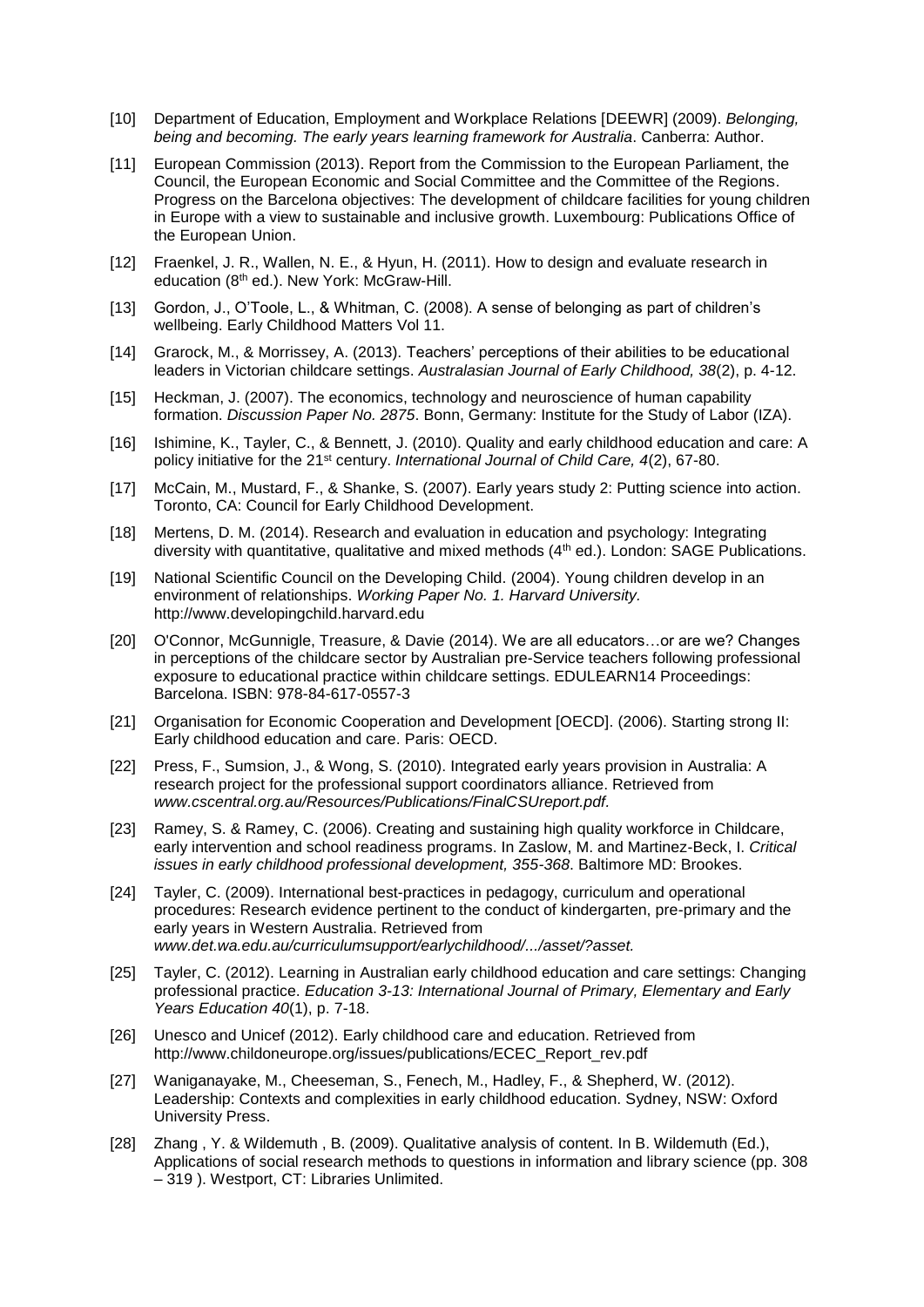[10] Department of Education, Employment and Workplace Relations [DEEWR] (2009). *Belonging, being and becoming. The early years learning framework for Australia*. Canberra: Author.

[11] European Commission (2013). Report from the Commission to the European Parliament, the Council, the European Economic and Social Committee and the Committee of the Regions. Progress on the Barcelona objectives: The development of childcare facilities for young children in Europe with a view to sustainable and inclusive growth. Luxembourg: Publications Office of the European Union.

[12] Fraenkel, J. R., Wallen, N. E., & Hyun, H. (2011). How to design and evaluate research in education (8th ed.). New York: McGraw-Hill.

[13] Gordon, J., O'Toole, L., & Whitman, C. (2008). A sense of belonging as part of children's wellbeing. Early Childhood Matters Vol 11.

[14] Grarock, M., & Morrissey, A. (2013). Teachers' perceptions of their abilities to be educational leaders in Victorian childcare settings. *Australasian Journal of Early Childhood, 38*(2), p. 4-12.

[15] Heckman, J. (2007). The economics, technology and neuroscience of human capability formation. *Discussion Paper No. 2875*. Bonn, Germany: Institute for the Study of Labor (IZA).

[16] Ishimine, K., Tayler, C., & Bennett, J. (2010). Quality and early childhood education and care: A policy initiative for the 21st century. *International Journal of Child Care, 4*(2), 67-80.

[17] McCain, M., Mustard, F., & Shanke, S. (2007). Early years study 2: Putting science into action. Toronto, CA: Council for Early Childhood Development.

[18] Mertens, D. M. (2014). Research and evaluation in education and psychology: Integrating diversity with quantitative, qualitative and mixed methods (4th ed.). London: SAGE Publications.

[19] National Scientific Council on the Developing Child. (2004). Young children develop in an environment of relationships. *Working Paper No. 1. Harvard University.* http://www.developingchild.harvard.edu

[20] O'Connor, McGunnigle, Treasure, & Davie (2014). We are all educators…or are we? Changes in perceptions of the childcare sector by Australian pre-Service teachers following professional exposure to educational practice within childcare settings. EDULEARN14 Proceedings: Barcelona. ISBN: 978-84-617-0557-3

[21] Organisation for Economic Cooperation and Development [OECD]. (2006). Starting strong II: Early childhood education and care. Paris: OECD.

[22] Press, F., Sumsion, J., & Wong, S. (2010). Integrated early years provision in Australia: A research project for the professional support coordinators alliance. Retrieved from *www.cscentral.org.au/Resources/Publications/FinalCSUreport.pdf.*

[23] Ramey, S. & Ramey, C. (2006). Creating and sustaining high quality workforce in Childcare, early intervention and school readiness programs. In Zaslow, M. and Martinez-Beck, I. *Critical issues in early childhood professional development, 355-368*. Baltimore MD: Brookes.

[24] Tayler, C. (2009). International best-practices in pedagogy, curriculum and operational procedures: Research evidence pertinent to the conduct of kindergarten, pre-primary and the early years in Western Australia. Retrieved from *www.det.wa.edu.au/curriculumsupport/earlychildhood/.../asset/?asset.*

[25] Tayler, C. (2012). Learning in Australian early childhood education and care settings: Changing professional practice. *Education 3-13: International Journal of Primary, Elementary and Early Years Education 40*(1), p. 7-18.

[26] Unesco and Unicef (2012). Early childhood care and education. Retrieved from http://www.childoneurope.org/issues/publications/ECEC_Report_rev.pdf

[27] Waniganayake, M., Cheeseman, S., Fenech, M., Hadley, F., & Shepherd, W. (2012). Leadership: Contexts and complexities in early childhood education. Sydney, NSW: Oxford University Press.

[28] Zhang , Y. & Wildemuth , B. (2009). Qualitative analysis of content. In B. Wildemuth (Ed.), Applications of social research methods to questions in information and library science (pp. 308 – 319 ). Westport, CT: Libraries Unlimited.